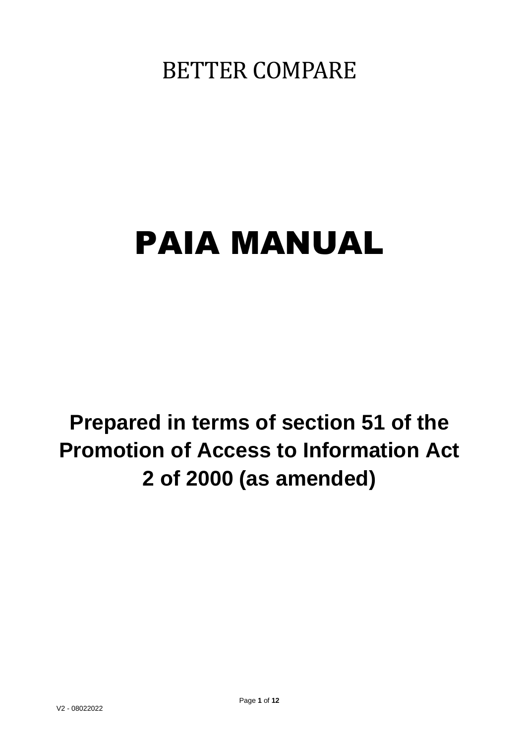BETTER COMPARE

# PAIA MANUAL

**Prepared in terms of section 51 of the Promotion of Access to Information Act 2 of 2000 (as amended)**

V2 - 08022022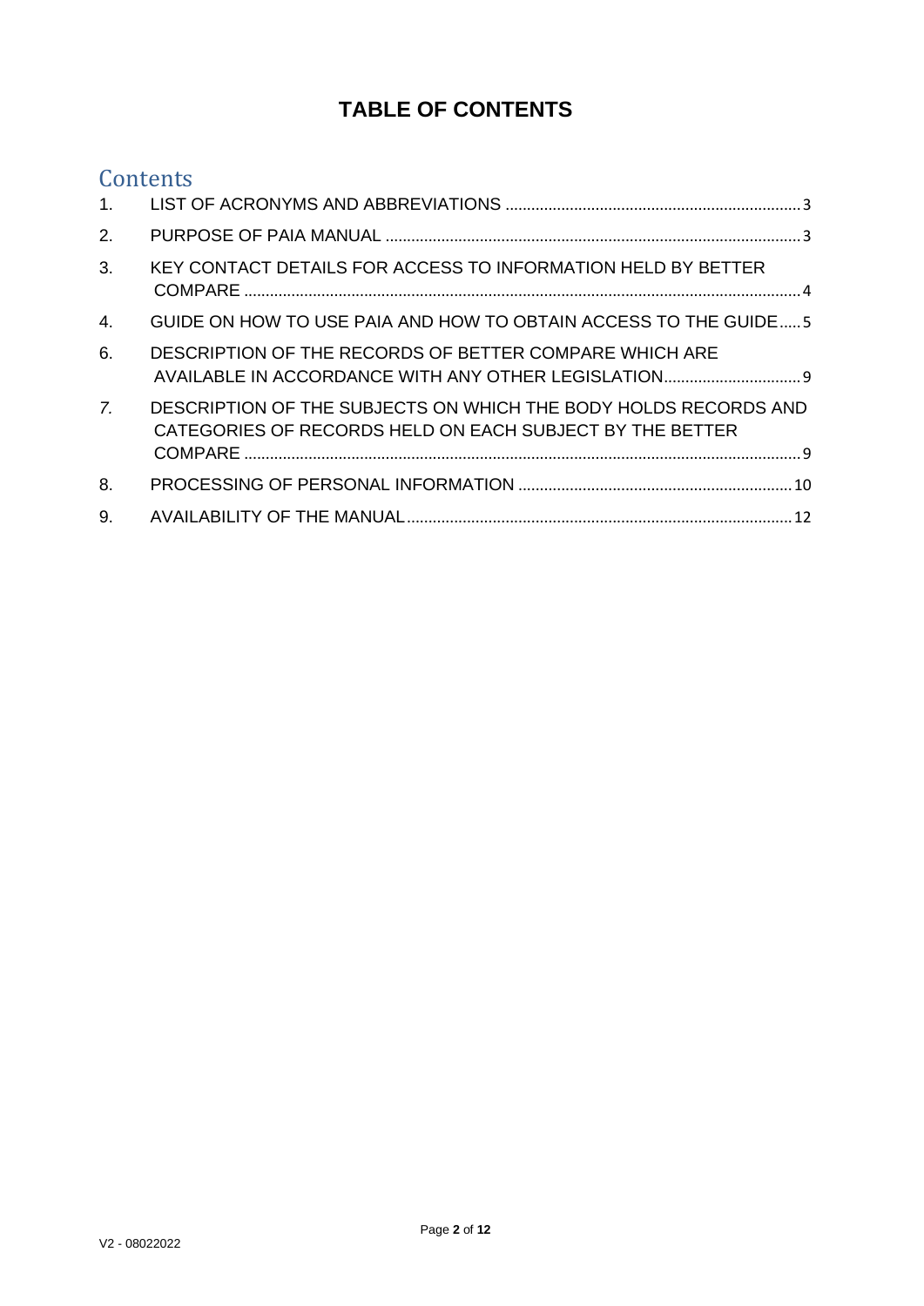# TABLE OF CONTENTS

## Contents

1. LIST OF ACRONYMS AND ABBREVIATIONS ..... 3
2. PURPOSE OF PAIA MANUAL ..... 3
3. KEY CONTACT DETAILS FOR ACCESS TO INFORMATION HELD BY BETTER COMPARE ..... 4
4. GUIDE ON HOW TO USE PAIA AND HOW TO OBTAIN ACCESS TO THE GUIDE ..... 5
6. DESCRIPTION OF THE RECORDS OF BETTER COMPARE WHICH ARE AVAILABLE IN ACCORDANCE WITH ANY OTHER LEGISLATION ..... 9
*7.* DESCRIPTION OF THE SUBJECTS ON WHICH THE BODY HOLDS RECORDS AND CATEGORIES OF RECORDS HELD ON EACH SUBJECT BY THE BETTER COMPARE ..... 9
8. PROCESSING OF PERSONAL INFORMATION ..... 10
9. AVAILABILITY OF THE MANUAL ..... 12

V2 - 08022022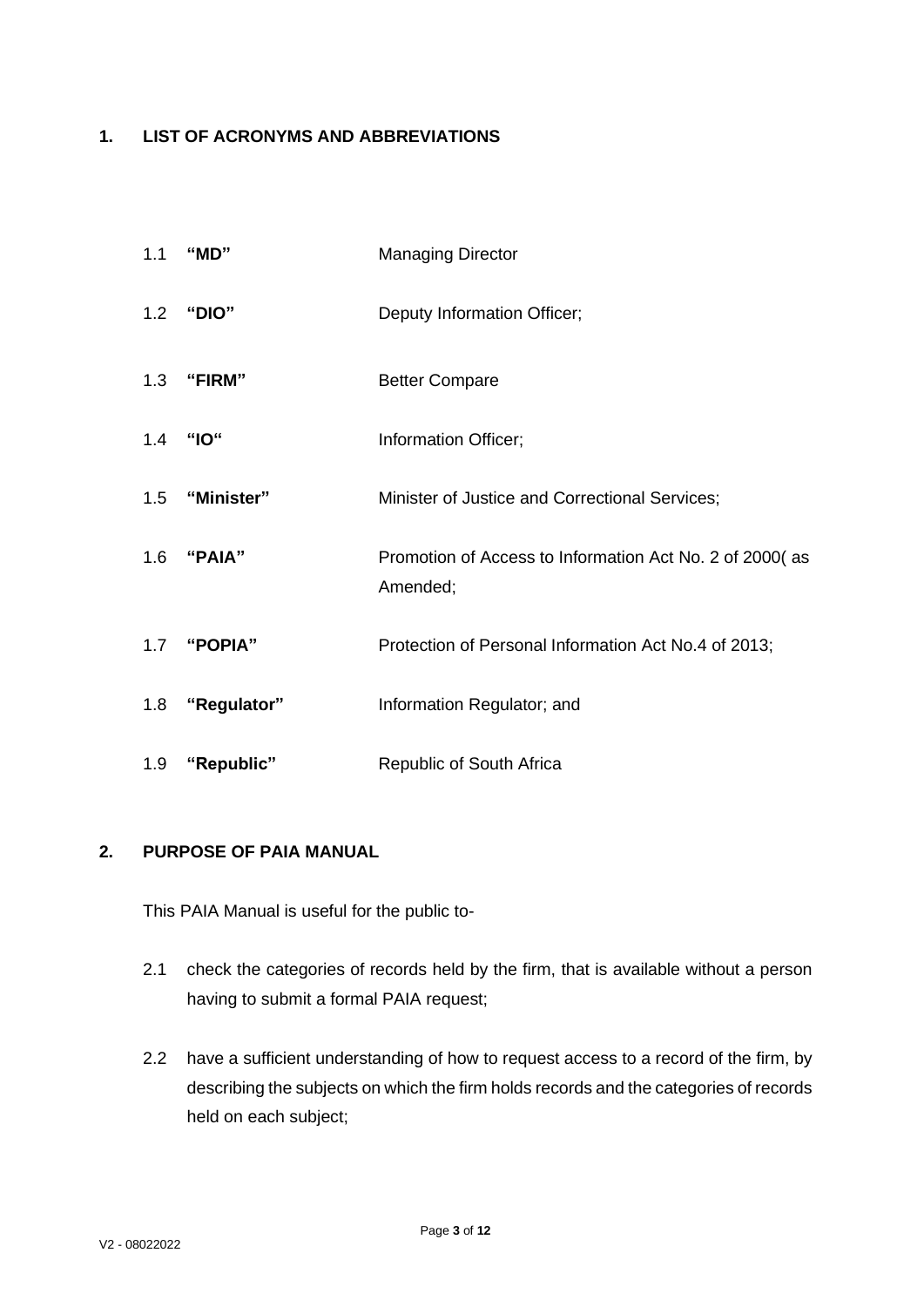## 1. LIST OF ACRONYMS AND ABBREVIATIONS

| | | |
|---|---|---|
| 1.1 | **"MD"** | Managing Director |
| 1.2 | **"DIO"** | Deputy Information Officer; |
| 1.3 | **"FIRM"** | Better Compare |
| 1.4 | **"IO"** | Information Officer; |
| 1.5 | **"Minister"** | Minister of Justice and Correctional Services; |
| 1.6 | **"PAIA"** | Promotion of Access to Information Act No. 2 of 2000( as Amended; |
| 1.7 | **"POPIA"** | Protection of Personal Information Act No.4 of 2013; |
| 1.8 | **"Regulator"** | Information Regulator; and |
| 1.9 | **"Republic"** | Republic of South Africa |

## 2. PURPOSE OF PAIA MANUAL

This PAIA Manual is useful for the public to-

2.1 check the categories of records held by the firm, that is available without a person having to submit a formal PAIA request;

2.2 have a sufficient understanding of how to request access to a record of the firm, by describing the subjects on which the firm holds records and the categories of records held on each subject;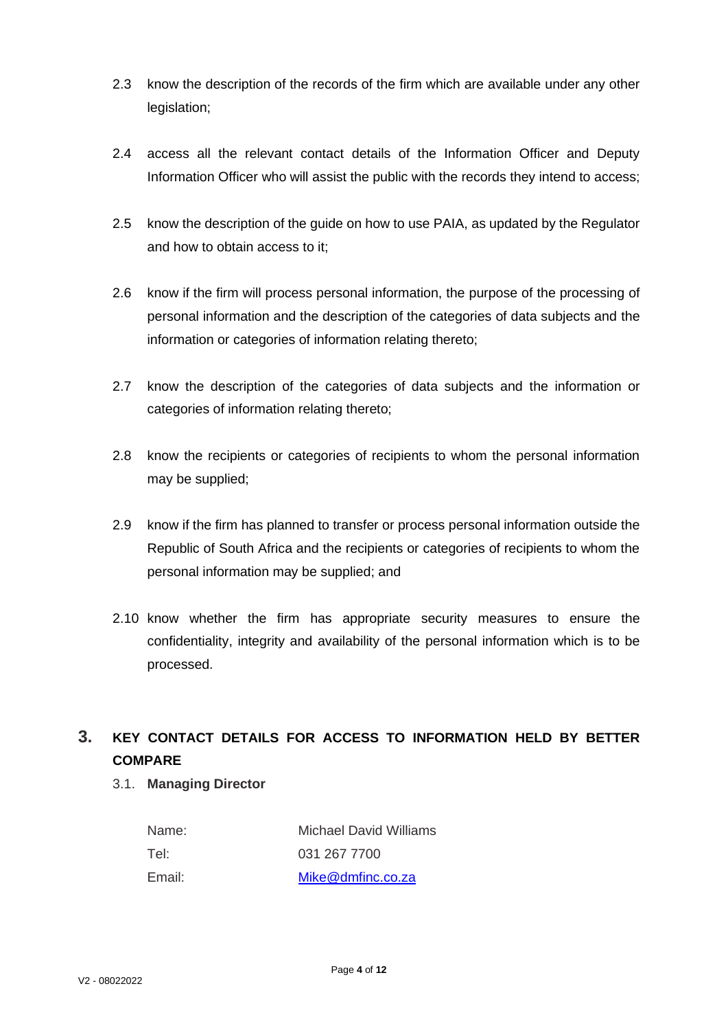2.3 know the description of the records of the firm which are available under any other legislation;

2.4 access all the relevant contact details of the Information Officer and Deputy Information Officer who will assist the public with the records they intend to access;

2.5 know the description of the guide on how to use PAIA, as updated by the Regulator and how to obtain access to it;

2.6 know if the firm will process personal information, the purpose of the processing of personal information and the description of the categories of data subjects and the information or categories of information relating thereto;

2.7 know the description of the categories of data subjects and the information or categories of information relating thereto;

2.8 know the recipients or categories of recipients to whom the personal information may be supplied;

2.9 know if the firm has planned to transfer or process personal information outside the Republic of South Africa and the recipients or categories of recipients to whom the personal information may be supplied; and

2.10 know whether the firm has appropriate security measures to ensure the confidentiality, integrity and availability of the personal information which is to be processed.

## 3. KEY CONTACT DETAILS FOR ACCESS TO INFORMATION HELD BY BETTER COMPARE

### 3.1. Managing Director

| | |
|---|---|
| Name: | Michael David Williams |
| Tel: | 031 267 7700 |
| Email: | Mike@dmfinc.co.za |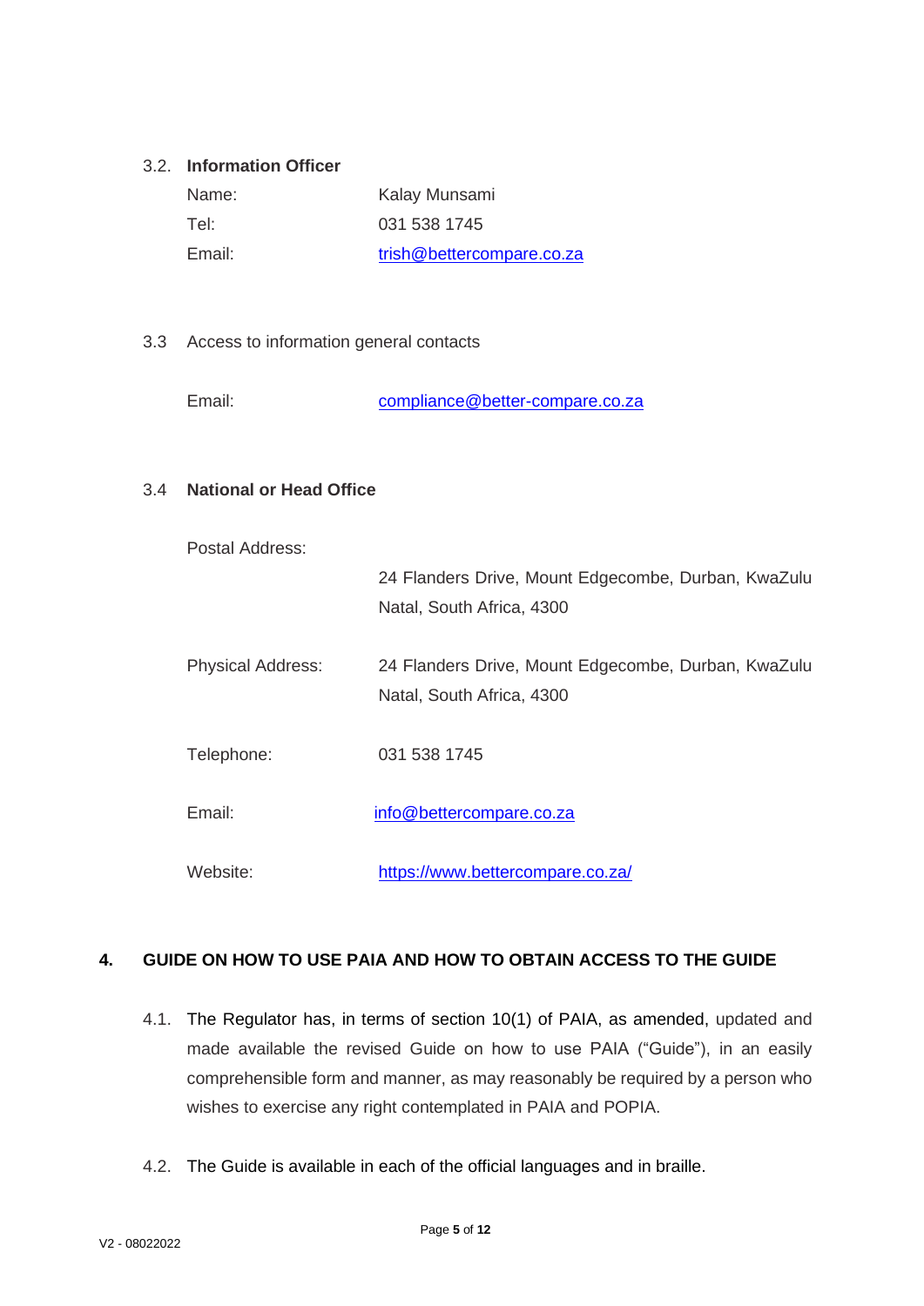3.2. **Information Officer**

| | |
|---|---|
| Name: | Kalay Munsami |
| Tel: | 031 538 1745 |
| Email: | trish@bettercompare.co.za |

3.3 Access to information general contacts

Email: compliance@better-compare.co.za

3.4 **National or Head Office**

| | |
|---|---|
| Postal Address: | 24 Flanders Drive, Mount Edgecombe, Durban, KwaZulu Natal, South Africa, 4300 |
| Physical Address: | 24 Flanders Drive, Mount Edgecombe, Durban, KwaZulu Natal, South Africa, 4300 |
| Telephone: | 031 538 1745 |
| Email: | info@bettercompare.co.za |
| Website: | https://www.bettercompare.co.za/ |

## 4. GUIDE ON HOW TO USE PAIA AND HOW TO OBTAIN ACCESS TO THE GUIDE

4.1. The Regulator has, in terms of section 10(1) of PAIA, as amended, updated and made available the revised Guide on how to use PAIA ("Guide"), in an easily comprehensible form and manner, as may reasonably be required by a person who wishes to exercise any right contemplated in PAIA and POPIA.

4.2. The Guide is available in each of the official languages and in braille.

V2 - 08022022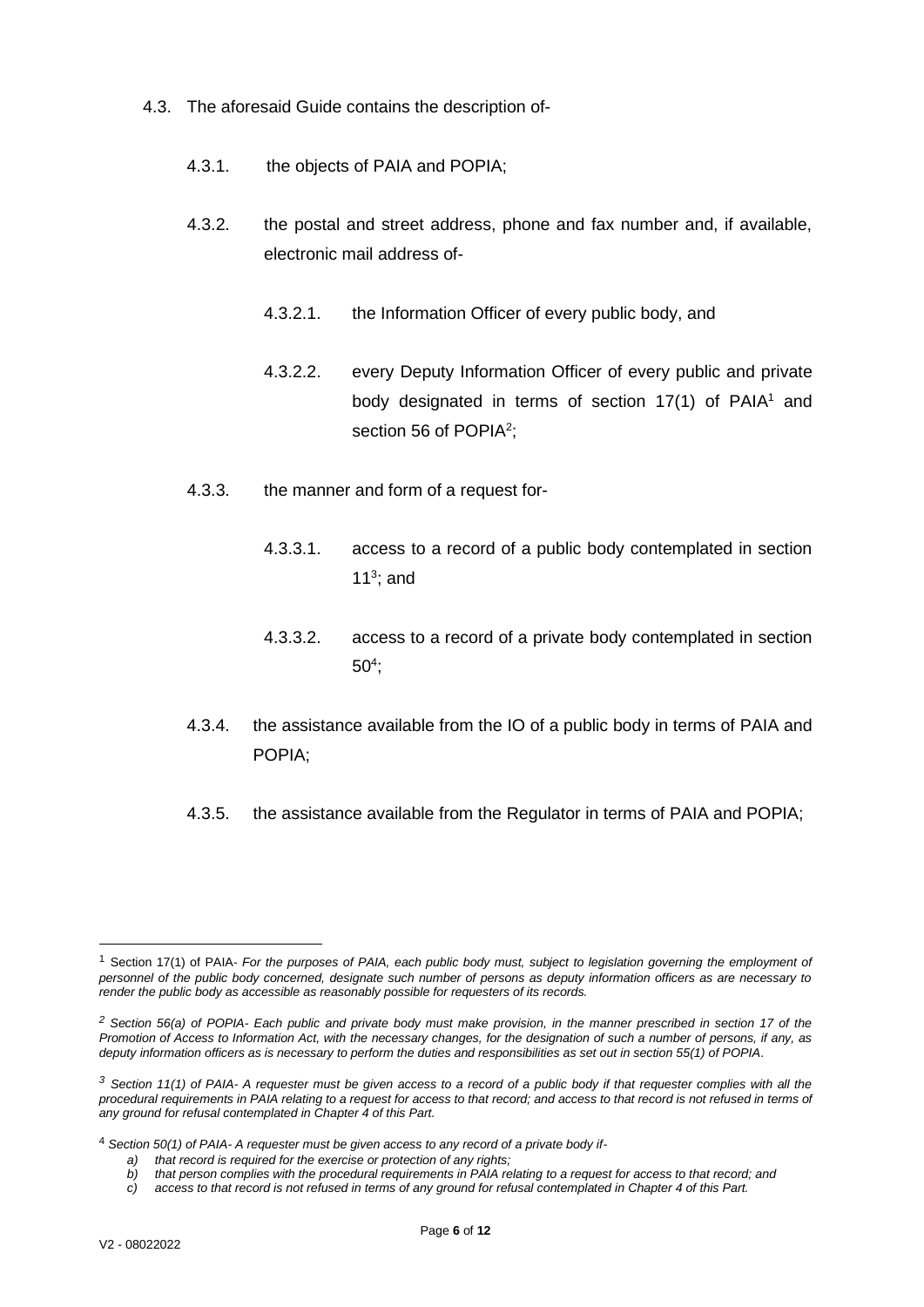4.3. The aforesaid Guide contains the description of-

4.3.1. the objects of PAIA and POPIA;

4.3.2. the postal and street address, phone and fax number and, if available, electronic mail address of-

4.3.2.1. the Information Officer of every public body, and

4.3.2.2. every Deputy Information Officer of every public and private body designated in terms of section 17(1) of PAIA[1] and section 56 of POPIA[2];

4.3.3. the manner and form of a request for-

4.3.3.1. access to a record of a public body contemplated in section 11[3]; and

4.3.3.2. access to a record of a private body contemplated in section 50[4];

4.3.4. the assistance available from the IO of a public body in terms of PAIA and POPIA;

4.3.5. the assistance available from the Regulator in terms of PAIA and POPIA;

---

[1] Section 17(1) of PAIA- *For the purposes of PAIA, each public body must, subject to legislation governing the employment of personnel of the public body concerned, designate such number of persons as deputy information officers as are necessary to render the public body as accessible as reasonably possible for requesters of its records.*

[2] *Section 56(a) of POPIA- Each public and private body must make provision, in the manner prescribed in section 17 of the Promotion of Access to Information Act, with the necessary changes, for the designation of such a number of persons, if any, as deputy information officers as is necessary to perform the duties and responsibilities as set out in section 55(1) of POPIA.*

[3] *Section 11(1) of PAIA- A requester must be given access to a record of a public body if that requester complies with all the procedural requirements in PAIA relating to a request for access to that record; and access to that record is not refused in terms of any ground for refusal contemplated in Chapter 4 of this Part.*

[4] *Section 50(1) of PAIA- A requester must be given access to any record of a private body if-*

*a) that record is required for the exercise or protection of any rights;*
*b) that person complies with the procedural requirements in PAIA relating to a request for access to that record; and*
*c) access to that record is not refused in terms of any ground for refusal contemplated in Chapter 4 of this Part.*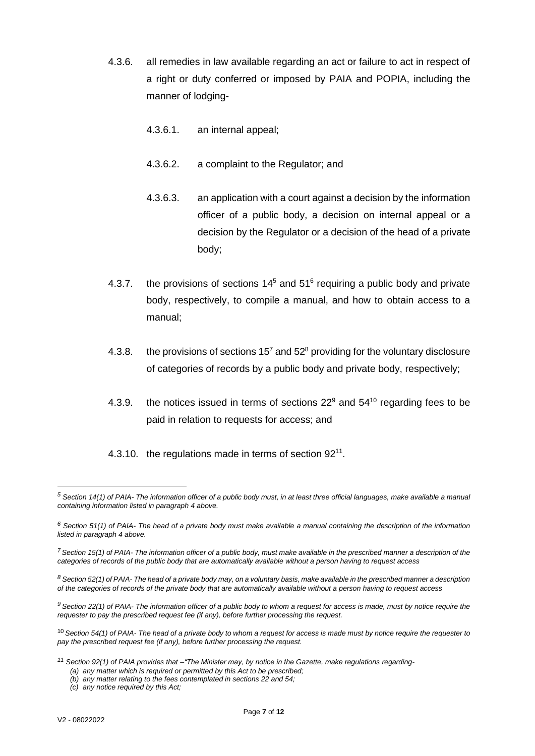4.3.6. all remedies in law available regarding an act or failure to act in respect of a right or duty conferred or imposed by PAIA and POPIA, including the manner of lodging-

4.3.6.1. an internal appeal;

4.3.6.2. a complaint to the Regulator; and

4.3.6.3. an application with a court against a decision by the information officer of a public body, a decision on internal appeal or a decision by the Regulator or a decision of the head of a private body;

4.3.7. the provisions of sections 14[5] and 51[6] requiring a public body and private body, respectively, to compile a manual, and how to obtain access to a manual;

4.3.8. the provisions of sections 15[7] and 52[8] providing for the voluntary disclosure of categories of records by a public body and private body, respectively;

4.3.9. the notices issued in terms of sections 22[9] and 54[10] regarding fees to be paid in relation to requests for access; and

4.3.10. the regulations made in terms of section 92[11].

---

[5] *Section 14(1) of PAIA- The information officer of a public body must, in at least three official languages, make available a manual containing information listed in paragraph 4 above.*

[6] *Section 51(1) of PAIA- The head of a private body must make available a manual containing the description of the information listed in paragraph 4 above.*

[7] *Section 15(1) of PAIA- The information officer of a public body, must make available in the prescribed manner a description of the categories of records of the public body that are automatically available without a person having to request access*

[8] *Section 52(1) of PAIA- The head of a private body may, on a voluntary basis, make available in the prescribed manner a description of the categories of records of the private body that are automatically available without a person having to request access*

[9] *Section 22(1) of PAIA- The information officer of a public body to whom a request for access is made, must by notice require the requester to pay the prescribed request fee (if any), before further processing the request.*

[10] *Section 54(1) of PAIA- The head of a private body to whom a request for access is made must by notice require the requester to pay the prescribed request fee (if any), before further processing the request.*

[11] *Section 92(1) of PAIA provides that –"The Minister may, by notice in the Gazette, make regulations regarding-*

*(a) any matter which is required or permitted by this Act to be prescribed;*

*(b) any matter relating to the fees contemplated in sections 22 and 54;*

*(c) any notice required by this Act;*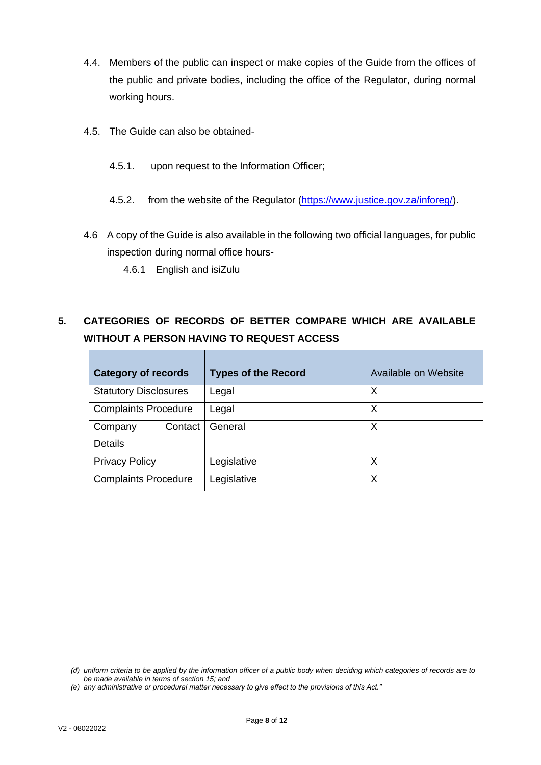4.4. Members of the public can inspect or make copies of the Guide from the offices of the public and private bodies, including the office of the Regulator, during normal working hours.

4.5. The Guide can also be obtained-

4.5.1. upon request to the Information Officer;

4.5.2. from the website of the Regulator (https://www.justice.gov.za/inforeg/).

4.6 A copy of the Guide is also available in the following two official languages, for public inspection during normal office hours-

4.6.1 English and isiZulu

## 5. CATEGORIES OF RECORDS OF BETTER COMPARE WHICH ARE AVAILABLE WITHOUT A PERSON HAVING TO REQUEST ACCESS

| **Category of records** | **Types of the Record** | Available on Website |
|---|---|---|
| Statutory Disclosures | Legal | X |
| Complaints Procedure | Legal | X |
| Company Contact Details | General | X |
| Privacy Policy | Legislative | X |
| Complaints Procedure | Legislative | X |

---

*(d) uniform criteria to be applied by the information officer of a public body when deciding which categories of records are to be made available in terms of section 15; and*

*(e) any administrative or procedural matter necessary to give effect to the provisions of this Act."*

V2 - 08022022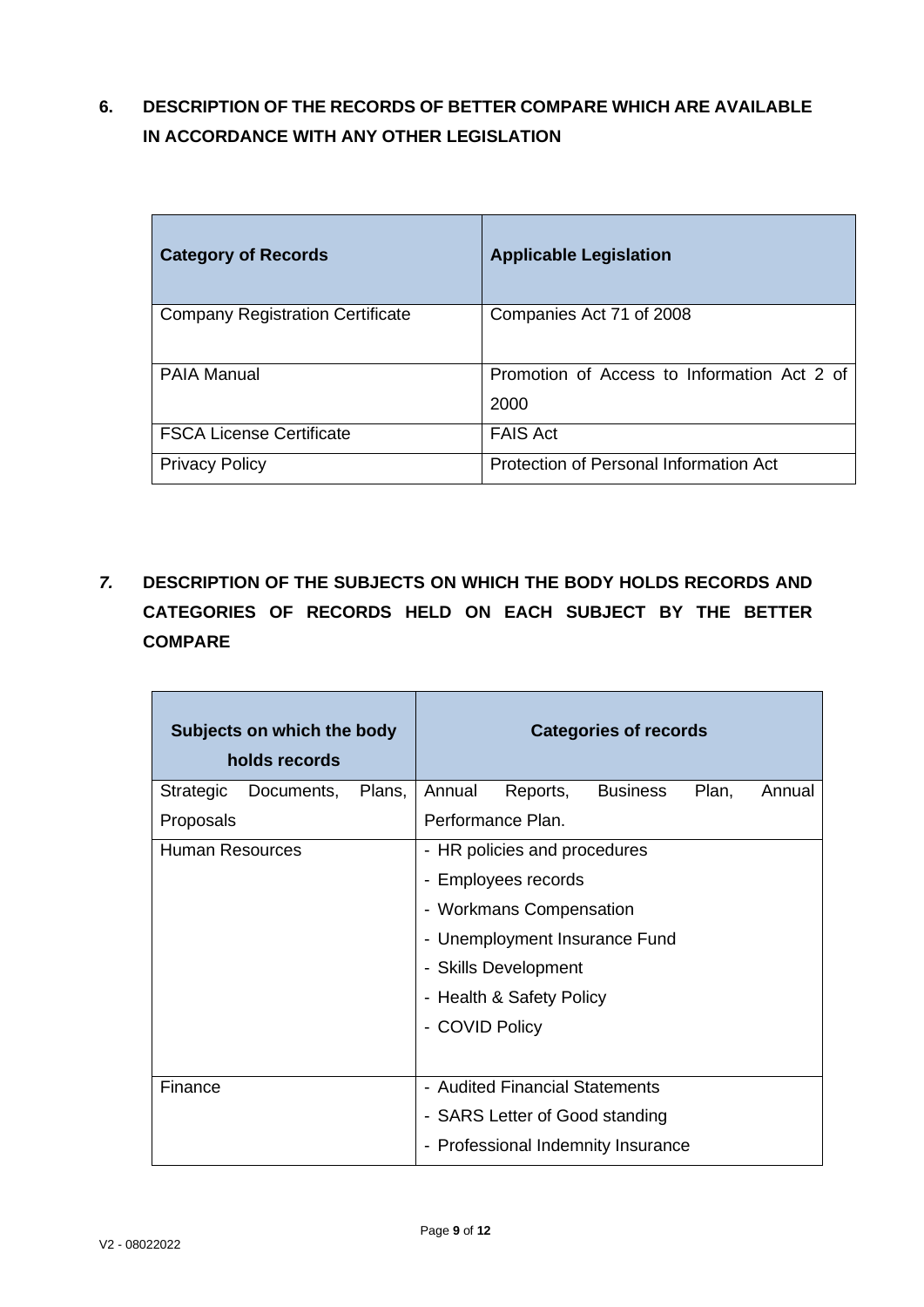## 6. DESCRIPTION OF THE RECORDS OF BETTER COMPARE WHICH ARE AVAILABLE IN ACCORDANCE WITH ANY OTHER LEGISLATION

| Category of Records | Applicable Legislation |
| --- | --- |
| Company Registration Certificate | Companies Act 71 of 2008 |
| PAIA Manual | Promotion of Access to Information Act 2 of 2000 |
| FSCA License Certificate | FAIS Act |
| Privacy Policy | Protection of Personal Information Act |

## *7.* DESCRIPTION OF THE SUBJECTS ON WHICH THE BODY HOLDS RECORDS AND CATEGORIES OF RECORDS HELD ON EACH SUBJECT BY THE BETTER COMPARE

| Subjects on which the body holds records | Categories of records |
| --- | --- |
| Strategic Documents, Plans, Proposals | Annual Reports, Business Plan, Annual Performance Plan. |
| Human Resources | - HR policies and procedures<br>- Employees records<br>- Workmans Compensation<br>- Unemployment Insurance Fund<br>- Skills Development<br>- Health & Safety Policy<br>- COVID Policy |
| Finance | - Audited Financial Statements<br>- SARS Letter of Good standing<br>- Professional Indemnity Insurance |

V2 - 08022022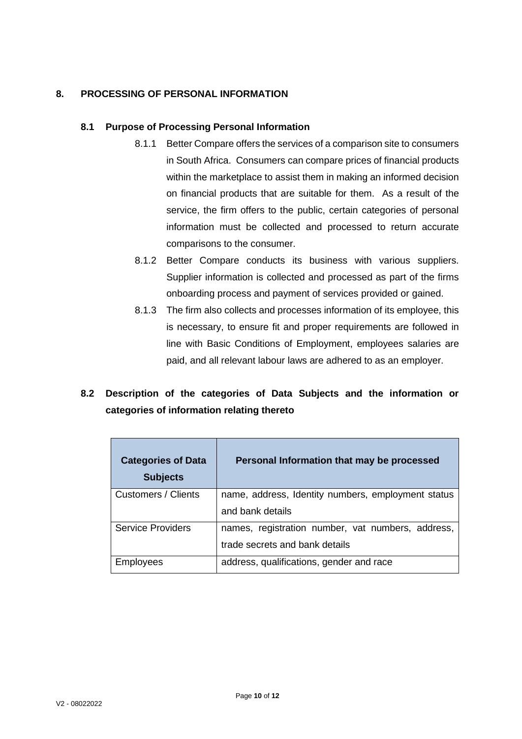## 8. PROCESSING OF PERSONAL INFORMATION

### 8.1 Purpose of Processing Personal Information

8.1.1 Better Compare offers the services of a comparison site to consumers in South Africa. Consumers can compare prices of financial products within the marketplace to assist them in making an informed decision on financial products that are suitable for them. As a result of the service, the firm offers to the public, certain categories of personal information must be collected and processed to return accurate comparisons to the consumer.

8.1.2 Better Compare conducts its business with various suppliers. Supplier information is collected and processed as part of the firms onboarding process and payment of services provided or gained.

8.1.3 The firm also collects and processes information of its employee, this is necessary, to ensure fit and proper requirements are followed in line with Basic Conditions of Employment, employees salaries are paid, and all relevant labour laws are adhered to as an employer.

### 8.2 Description of the categories of Data Subjects and the information or categories of information relating thereto

| Categories of Data Subjects | Personal Information that may be processed |
|---|---|
| Customers / Clients | name, address, Identity numbers, employment status and bank details |
| Service Providers | names, registration number, vat numbers, address, trade secrets and bank details |
| Employees | address, qualifications, gender and race |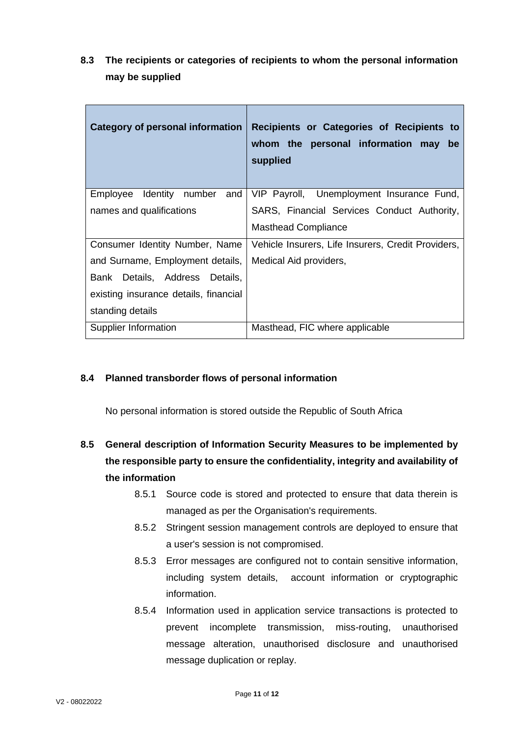## 8.3 The recipients or categories of recipients to whom the personal information may be supplied

| Category of personal information | Recipients or Categories of Recipients to whom the personal information may be supplied |
| --- | --- |
| Employee Identity number and names and qualifications | VIP Payroll, Unemployment Insurance Fund, SARS, Financial Services Conduct Authority, Masthead Compliance |
| Consumer Identity Number, Name and Surname, Employment details, Bank Details, Address Details, existing insurance details, financial standing details | Vehicle Insurers, Life Insurers, Credit Providers, Medical Aid providers, |
| Supplier Information | Masthead, FIC where applicable |

## 8.4 Planned transborder flows of personal information

No personal information is stored outside the Republic of South Africa

## 8.5 General description of Information Security Measures to be implemented by the responsible party to ensure the confidentiality, integrity and availability of the information

8.5.1 Source code is stored and protected to ensure that data therein is managed as per the Organisation's requirements.

8.5.2 Stringent session management controls are deployed to ensure that a user's session is not compromised.

8.5.3 Error messages are configured not to contain sensitive information, including system details, account information or cryptographic information.

8.5.4 Information used in application service transactions is protected to prevent incomplete transmission, miss-routing, unauthorised message alteration, unauthorised disclosure and unauthorised message duplication or replay.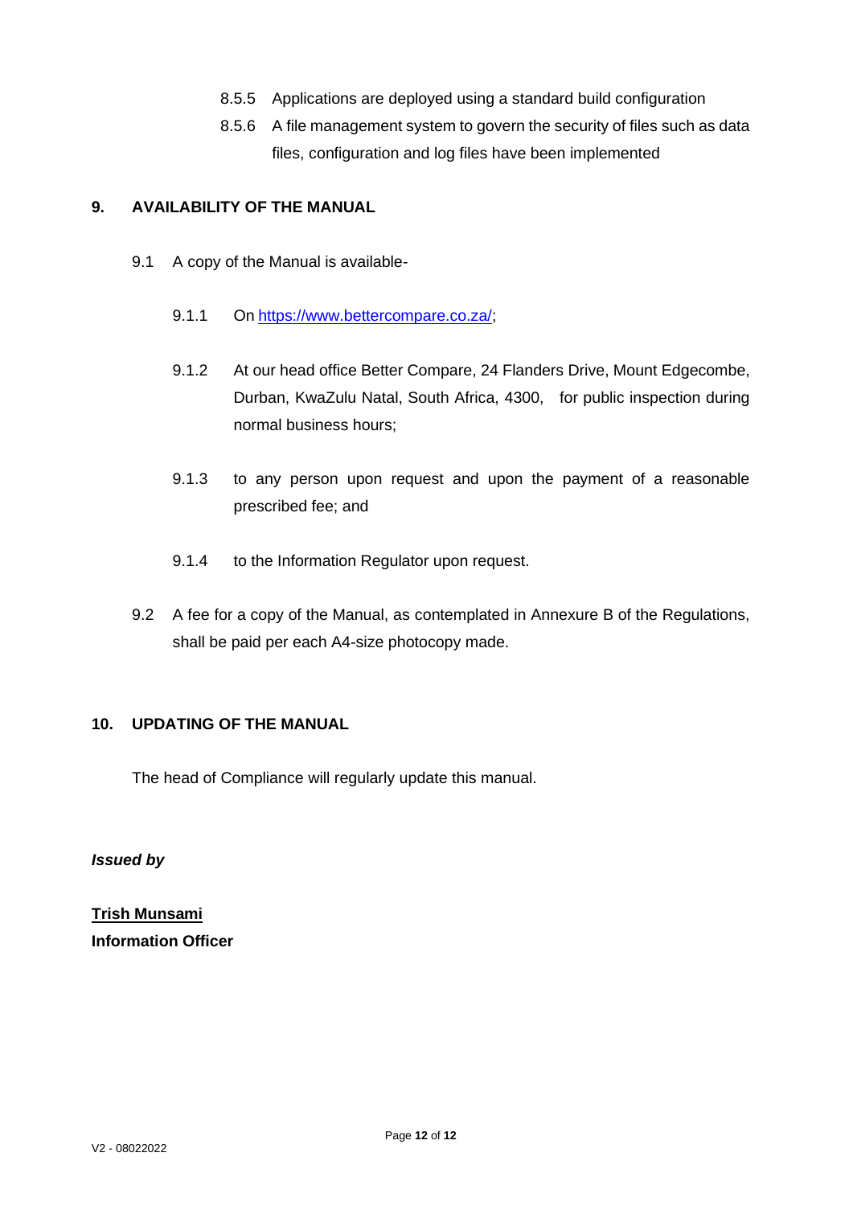8.5.5 Applications are deployed using a standard build configuration

8.5.6 A file management system to govern the security of files such as data files, configuration and log files have been implemented

## 9. AVAILABILITY OF THE MANUAL

9.1 A copy of the Manual is available-

9.1.1 On [https://www.bettercompare.co.za/](https://www.bettercompare.co.za/);

9.1.2 At our head office Better Compare, 24 Flanders Drive, Mount Edgecombe, Durban, KwaZulu Natal, South Africa, 4300, for public inspection during normal business hours;

9.1.3 to any person upon request and upon the payment of a reasonable prescribed fee; and

9.1.4 to the Information Regulator upon request.

9.2 A fee for a copy of the Manual, as contemplated in Annexure B of the Regulations, shall be paid per each A4-size photocopy made.

## 10. UPDATING OF THE MANUAL

The head of Compliance will regularly update this manual.

***Issued by***

**Trish Munsami**
**Information Officer**

V2 - 08022022